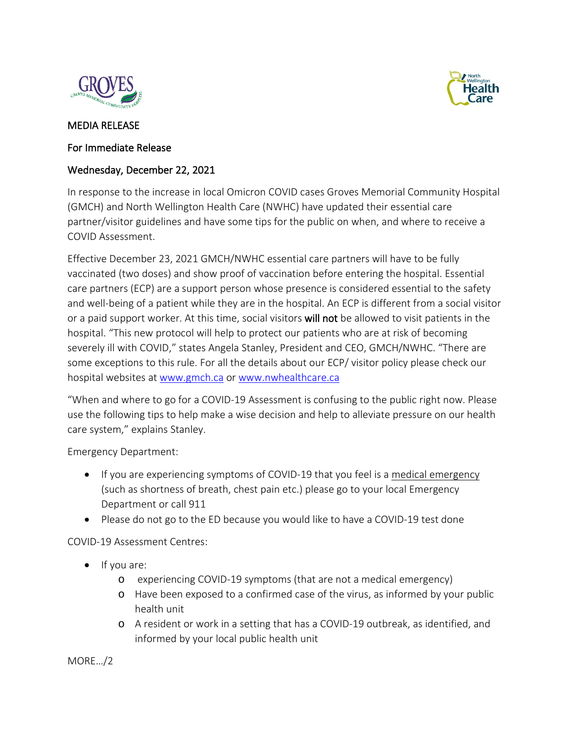MEDIA RELEASE

For Immediate Release

Wednesday, December 22, 2021

In response to the increase in local Omicron COVID cases Groves Memorial Community Hospital (GMCH) and North Wellington Health Care (NWHC) have updated their essential care partner/visitor guidelines and have some tips for the public on when, and where to receive a COVID Assessment.

Effective December 23, 2021 GMCH/NWHC essential care partners will have to be fully vaccinated (two doses) and show proof of vaccination before entering the hospital. Essential care partners (ECP) are a support person whose presence is considered essential to the safety and well-being of a patient while they are in the hospital. An ECP is different from a social visitor or a paid support worker. At this time, social visitors **will not** be allowed to visit patients in the hospital. "This new protocol will help to protect our patients who are at risk of becoming severely ill with COVID," states Angela Stanley, President and CEO, GMCH/NWHC. "There are some exceptions to this rule. For all the details about our ECP/ visitor policy please check our hospital websites at www.gmch.ca or www.nwhealthcare.ca

"When and where to go for a COVID-19 Assessment is confusing to the public right now. Please use the following tips to help make a wise decision and help to alleviate pressure on our health care system," explains Stanley.

Emergency Department:

- If you are experiencing symptoms of COVID-19 that you feel is a medical emergency (such as shortness of breath, chest pain etc.) please go to your local Emergency Department or call 911
- Please do not go to the ED because you would like to have a COVID-19 test done

COVID-19 Assessment Centres:

- If you are:
  - experiencing COVID-19 symptoms (that are not a medical emergency)
  - Have been exposed to a confirmed case of the virus, as informed by your public health unit
  - A resident or work in a setting that has a COVID-19 outbreak, as identified, and informed by your local public health unit

MORE…/2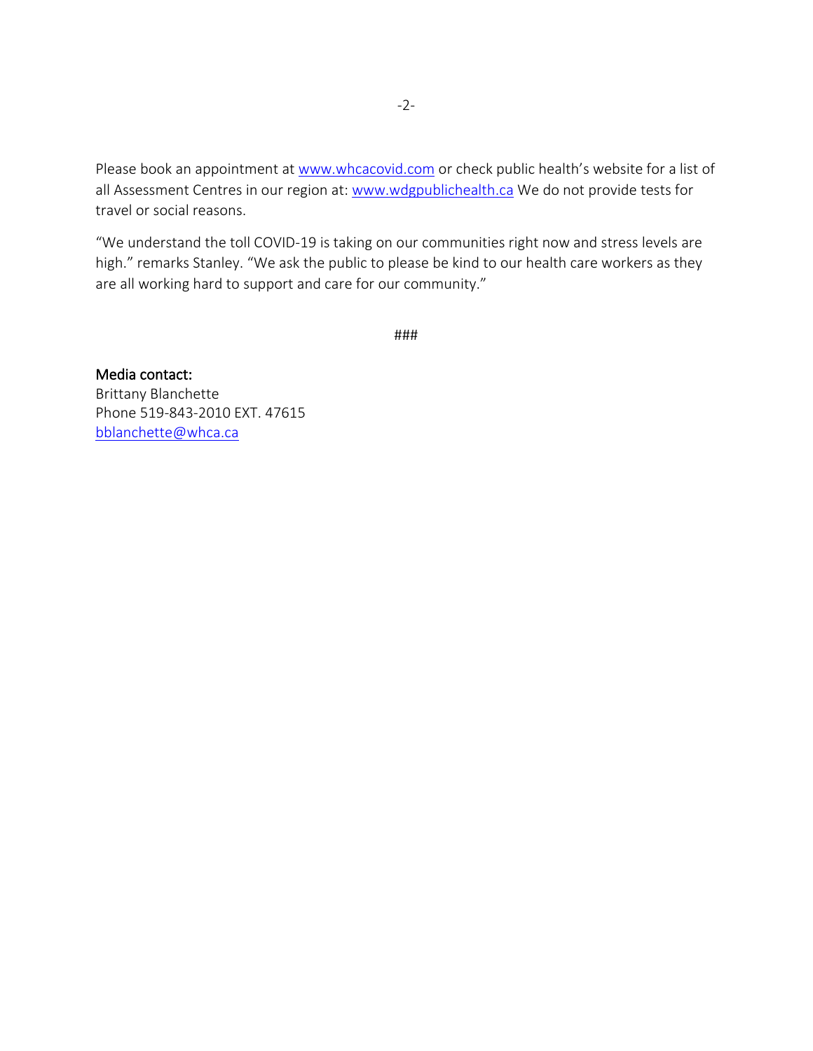Please book an appointment at www.whcacovid.com or check public health's website for a list of all Assessment Centres in our region at: www.wdgpublichealth.ca We do not provide tests for travel or social reasons.

"We understand the toll COVID-19 is taking on our communities right now and stress levels are high." remarks Stanley. "We ask the public to please be kind to our health care workers as they are all working hard to support and care for our community."

###

Media contact:
Brittany Blanchette
Phone 519-843-2010 EXT. 47615
bblanchette@whca.ca